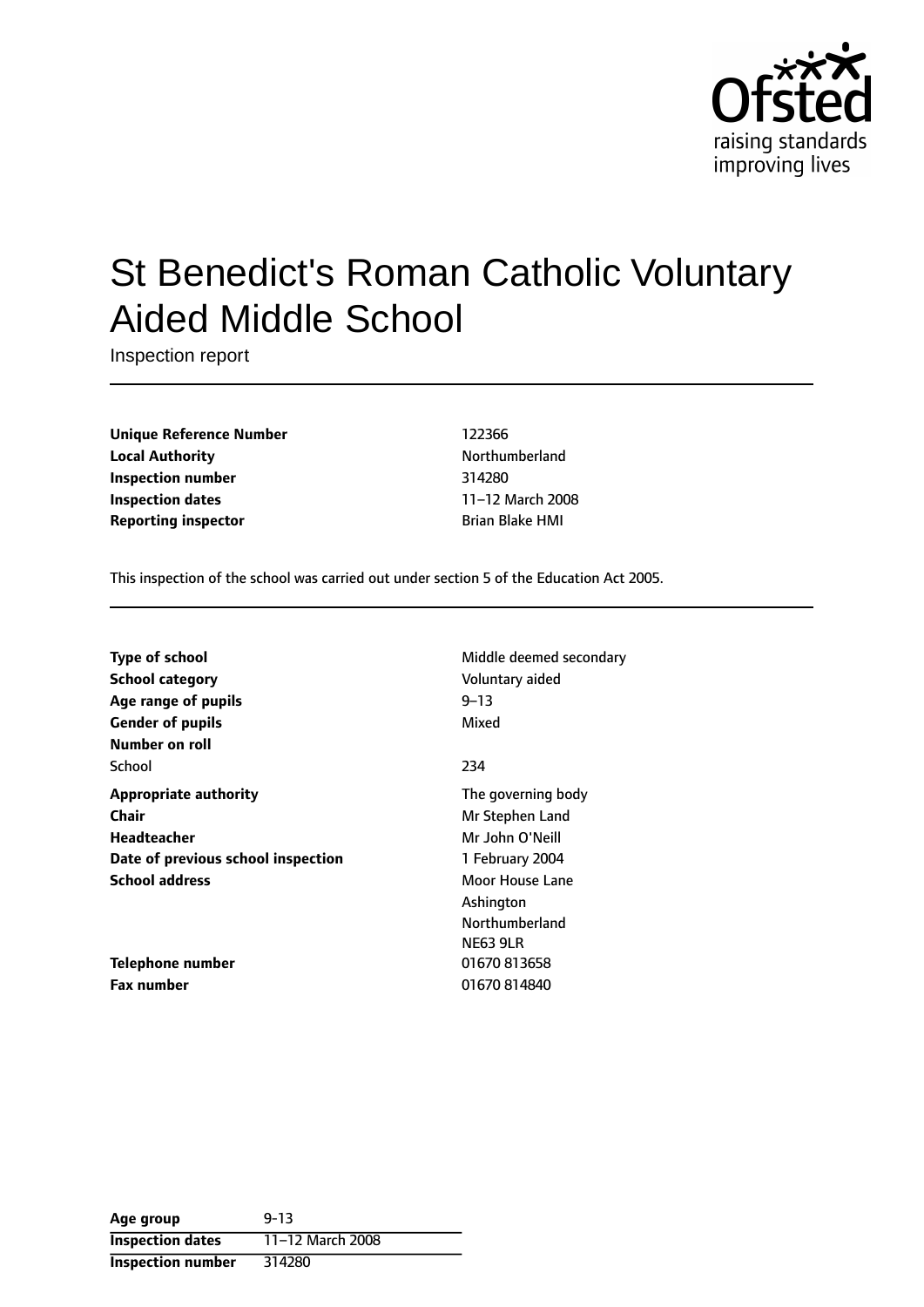# St Benedict's Roman Catholic Voluntary Aided Middle School

Inspection report

| | |
|---|---|
| **Unique Reference Number** | 122366 |
| **Local Authority** | Northumberland |
| **Inspection number** | 314280 |
| **Inspection dates** | 11–12 March 2008 |
| **Reporting inspector** | Brian Blake HMI |

This inspection of the school was carried out under section 5 of the Education Act 2005.

| | |
|---|---|
| **Type of school** | Middle deemed secondary |
| **School category** | Voluntary aided |
| **Age range of pupils** | 9–13 |
| **Gender of pupils** | Mixed |
| **Number on roll** | |
| School | 234 |
| **Appropriate authority** | The governing body |
| **Chair** | Mr Stephen Land |
| **Headteacher** | Mr John O'Neill |
| **Date of previous school inspection** | 1 February 2004 |
| **School address** | Moor House Lane<br>Ashington<br>Northumberland<br>NE63 9LR |
| **Telephone number** | 01670 813658 |
| **Fax number** | 01670 814840 |

| | |
|---|---|
| **Age group** | 9-13 |
| **Inspection dates** | 11–12 March 2008 |
| **Inspection number** | 314280 |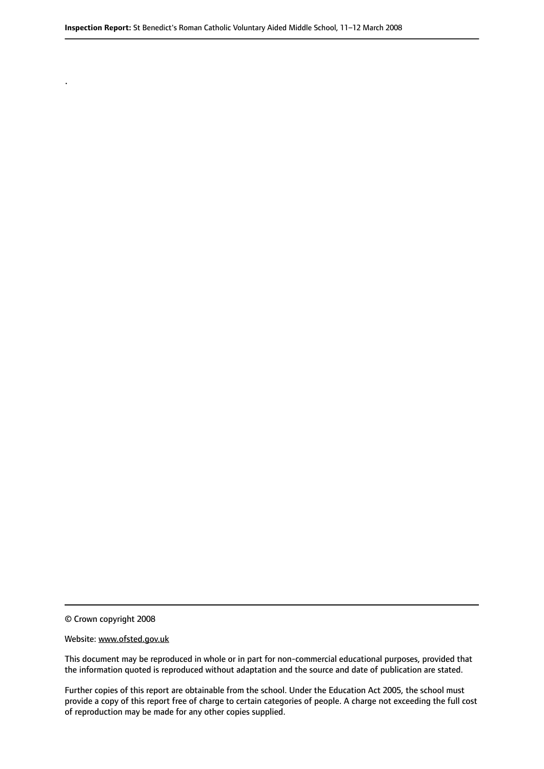.

© Crown copyright 2008

Website: www.ofsted.gov.uk

This document may be reproduced in whole or in part for non-commercial educational purposes, provided that the information quoted is reproduced without adaptation and the source and date of publication are stated.

Further copies of this report are obtainable from the school. Under the Education Act 2005, the school must provide a copy of this report free of charge to certain categories of people. A charge not exceeding the full cost of reproduction may be made for any other copies supplied.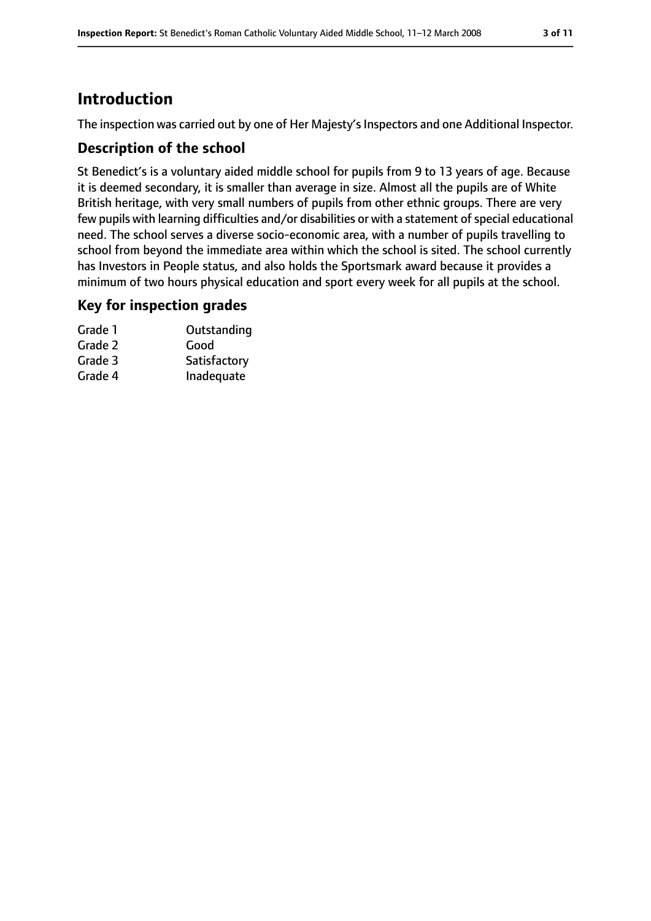# Introduction

The inspection was carried out by one of Her Majesty's Inspectors and one Additional Inspector.

## Description of the school

St Benedict's is a voluntary aided middle school for pupils from 9 to 13 years of age. Because it is deemed secondary, it is smaller than average in size. Almost all the pupils are of White British heritage, with very small numbers of pupils from other ethnic groups. There are very few pupils with learning difficulties and/or disabilities or with a statement of special educational need. The school serves a diverse socio-economic area, with a number of pupils travelling to school from beyond the immediate area within which the school is sited. The school currently has Investors in People status, and also holds the Sportsmark award because it provides a minimum of two hours physical education and sport every week for all pupils at the school.

## Key for inspection grades

| | |
|---|---|
| Grade 1 | Outstanding |
| Grade 2 | Good |
| Grade 3 | Satisfactory |
| Grade 4 | Inadequate |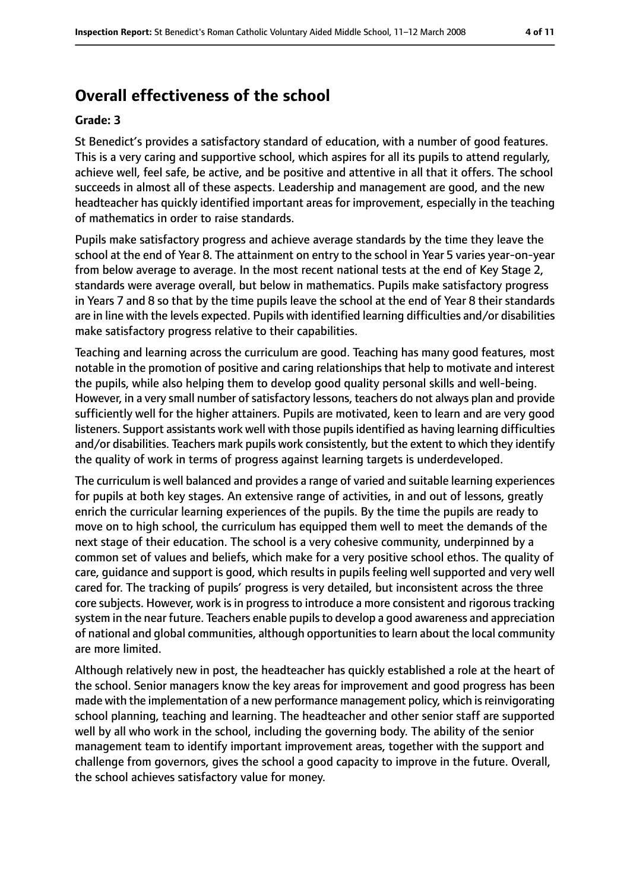## Overall effectiveness of the school

**Grade: 3**

St Benedict's provides a satisfactory standard of education, with a number of good features. This is a very caring and supportive school, which aspires for all its pupils to attend regularly, achieve well, feel safe, be active, and be positive and attentive in all that it offers. The school succeeds in almost all of these aspects. Leadership and management are good, and the new headteacher has quickly identified important areas for improvement, especially in the teaching of mathematics in order to raise standards.

Pupils make satisfactory progress and achieve average standards by the time they leave the school at the end of Year 8. The attainment on entry to the school in Year 5 varies year-on-year from below average to average. In the most recent national tests at the end of Key Stage 2, standards were average overall, but below in mathematics. Pupils make satisfactory progress in Years 7 and 8 so that by the time pupils leave the school at the end of Year 8 their standards are in line with the levels expected. Pupils with identified learning difficulties and/or disabilities make satisfactory progress relative to their capabilities.

Teaching and learning across the curriculum are good. Teaching has many good features, most notable in the promotion of positive and caring relationships that help to motivate and interest the pupils, while also helping them to develop good quality personal skills and well-being. However, in a very small number of satisfactory lessons, teachers do not always plan and provide sufficiently well for the higher attainers. Pupils are motivated, keen to learn and are very good listeners. Support assistants work well with those pupils identified as having learning difficulties and/or disabilities. Teachers mark pupils work consistently, but the extent to which they identify the quality of work in terms of progress against learning targets is underdeveloped.

The curriculum is well balanced and provides a range of varied and suitable learning experiences for pupils at both key stages. An extensive range of activities, in and out of lessons, greatly enrich the curricular learning experiences of the pupils. By the time the pupils are ready to move on to high school, the curriculum has equipped them well to meet the demands of the next stage of their education. The school is a very cohesive community, underpinned by a common set of values and beliefs, which make for a very positive school ethos. The quality of care, guidance and support is good, which results in pupils feeling well supported and very well cared for. The tracking of pupils' progress is very detailed, but inconsistent across the three core subjects. However, work is in progress to introduce a more consistent and rigorous tracking system in the near future. Teachers enable pupils to develop a good awareness and appreciation of national and global communities, although opportunities to learn about the local community are more limited.

Although relatively new in post, the headteacher has quickly established a role at the heart of the school. Senior managers know the key areas for improvement and good progress has been made with the implementation of a new performance management policy, which is reinvigorating school planning, teaching and learning. The headteacher and other senior staff are supported well by all who work in the school, including the governing body. The ability of the senior management team to identify important improvement areas, together with the support and challenge from governors, gives the school a good capacity to improve in the future. Overall, the school achieves satisfactory value for money.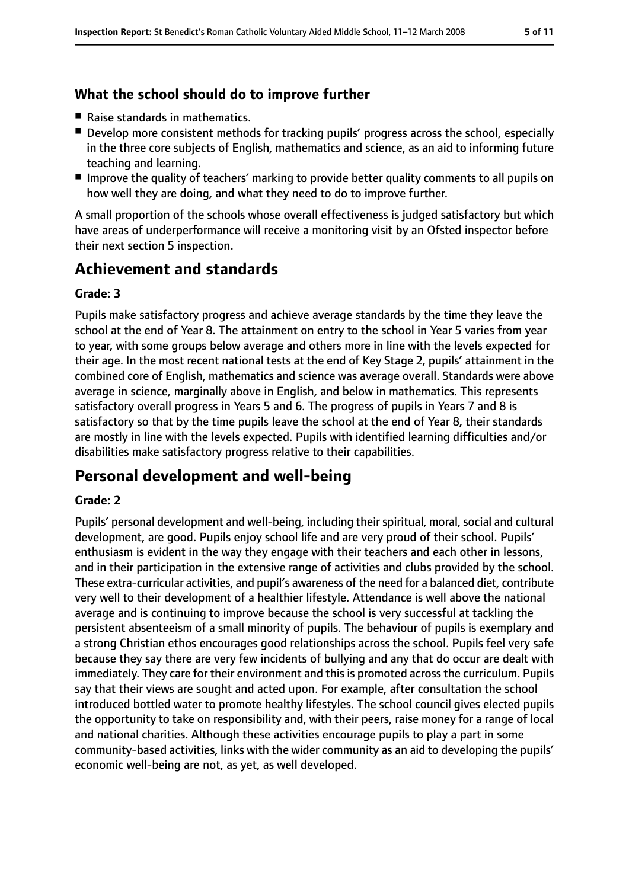### What the school should do to improve further

- Raise standards in mathematics.
- Develop more consistent methods for tracking pupils' progress across the school, especially in the three core subjects of English, mathematics and science, as an aid to informing future teaching and learning.
- Improve the quality of teachers' marking to provide better quality comments to all pupils on how well they are doing, and what they need to do to improve further.

A small proportion of the schools whose overall effectiveness is judged satisfactory but which have areas of underperformance will receive a monitoring visit by an Ofsted inspector before their next section 5 inspection.

## Achievement and standards

**Grade: 3**

Pupils make satisfactory progress and achieve average standards by the time they leave the school at the end of Year 8. The attainment on entry to the school in Year 5 varies from year to year, with some groups below average and others more in line with the levels expected for their age. In the most recent national tests at the end of Key Stage 2, pupils' attainment in the combined core of English, mathematics and science was average overall. Standards were above average in science, marginally above in English, and below in mathematics. This represents satisfactory overall progress in Years 5 and 6. The progress of pupils in Years 7 and 8 is satisfactory so that by the time pupils leave the school at the end of Year 8, their standards are mostly in line with the levels expected. Pupils with identified learning difficulties and/or disabilities make satisfactory progress relative to their capabilities.

## Personal development and well-being

**Grade: 2**

Pupils' personal development and well-being, including their spiritual, moral, social and cultural development, are good. Pupils enjoy school life and are very proud of their school. Pupils' enthusiasm is evident in the way they engage with their teachers and each other in lessons, and in their participation in the extensive range of activities and clubs provided by the school. These extra-curricular activities, and pupil's awareness of the need for a balanced diet, contribute very well to their development of a healthier lifestyle. Attendance is well above the national average and is continuing to improve because the school is very successful at tackling the persistent absenteeism of a small minority of pupils. The behaviour of pupils is exemplary and a strong Christian ethos encourages good relationships across the school. Pupils feel very safe because they say there are very few incidents of bullying and any that do occur are dealt with immediately. They care for their environment and this is promoted across the curriculum. Pupils say that their views are sought and acted upon. For example, after consultation the school introduced bottled water to promote healthy lifestyles. The school council gives elected pupils the opportunity to take on responsibility and, with their peers, raise money for a range of local and national charities. Although these activities encourage pupils to play a part in some community-based activities, links with the wider community as an aid to developing the pupils' economic well-being are not, as yet, as well developed.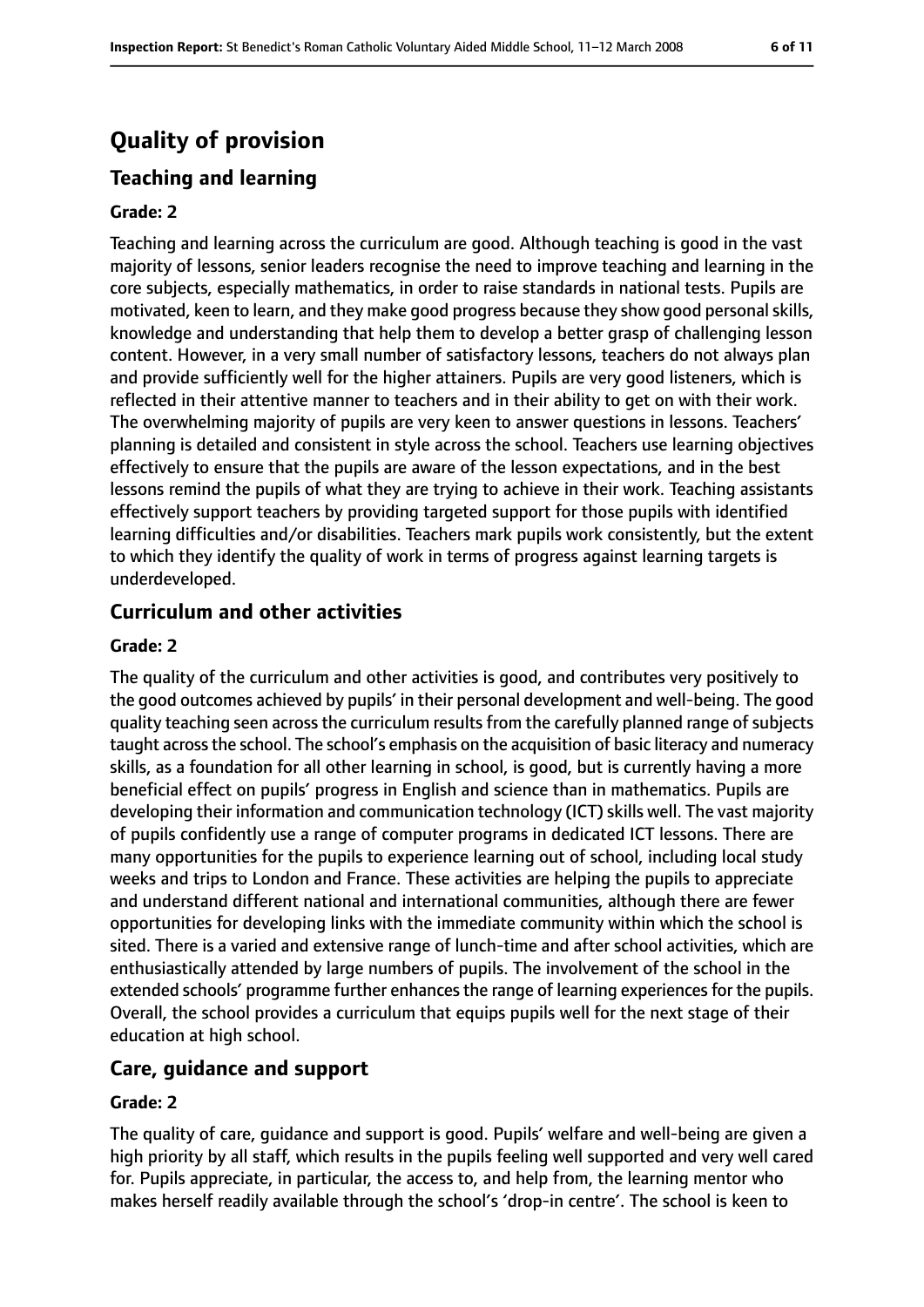# Quality of provision

## Teaching and learning

### Grade: 2

Teaching and learning across the curriculum are good. Although teaching is good in the vast majority of lessons, senior leaders recognise the need to improve teaching and learning in the core subjects, especially mathematics, in order to raise standards in national tests. Pupils are motivated, keen to learn, and they make good progress because they show good personal skills, knowledge and understanding that help them to develop a better grasp of challenging lesson content. However, in a very small number of satisfactory lessons, teachers do not always plan and provide sufficiently well for the higher attainers. Pupils are very good listeners, which is reflected in their attentive manner to teachers and in their ability to get on with their work. The overwhelming majority of pupils are very keen to answer questions in lessons. Teachers' planning is detailed and consistent in style across the school. Teachers use learning objectives effectively to ensure that the pupils are aware of the lesson expectations, and in the best lessons remind the pupils of what they are trying to achieve in their work. Teaching assistants effectively support teachers by providing targeted support for those pupils with identified learning difficulties and/or disabilities. Teachers mark pupils work consistently, but the extent to which they identify the quality of work in terms of progress against learning targets is underdeveloped.

## Curriculum and other activities

### Grade: 2

The quality of the curriculum and other activities is good, and contributes very positively to the good outcomes achieved by pupils' in their personal development and well-being. The good quality teaching seen across the curriculum results from the carefully planned range of subjects taught across the school. The school's emphasis on the acquisition of basic literacy and numeracy skills, as a foundation for all other learning in school, is good, but is currently having a more beneficial effect on pupils' progress in English and science than in mathematics. Pupils are developing their information and communication technology (ICT) skills well. The vast majority of pupils confidently use a range of computer programs in dedicated ICT lessons. There are many opportunities for the pupils to experience learning out of school, including local study weeks and trips to London and France. These activities are helping the pupils to appreciate and understand different national and international communities, although there are fewer opportunities for developing links with the immediate community within which the school is sited. There is a varied and extensive range of lunch-time and after school activities, which are enthusiastically attended by large numbers of pupils. The involvement of the school in the extended schools' programme further enhances the range of learning experiences for the pupils. Overall, the school provides a curriculum that equips pupils well for the next stage of their education at high school.

## Care, guidance and support

### Grade: 2

The quality of care, guidance and support is good. Pupils' welfare and well-being are given a high priority by all staff, which results in the pupils feeling well supported and very well cared for. Pupils appreciate, in particular, the access to, and help from, the learning mentor who makes herself readily available through the school's 'drop-in centre'. The school is keen to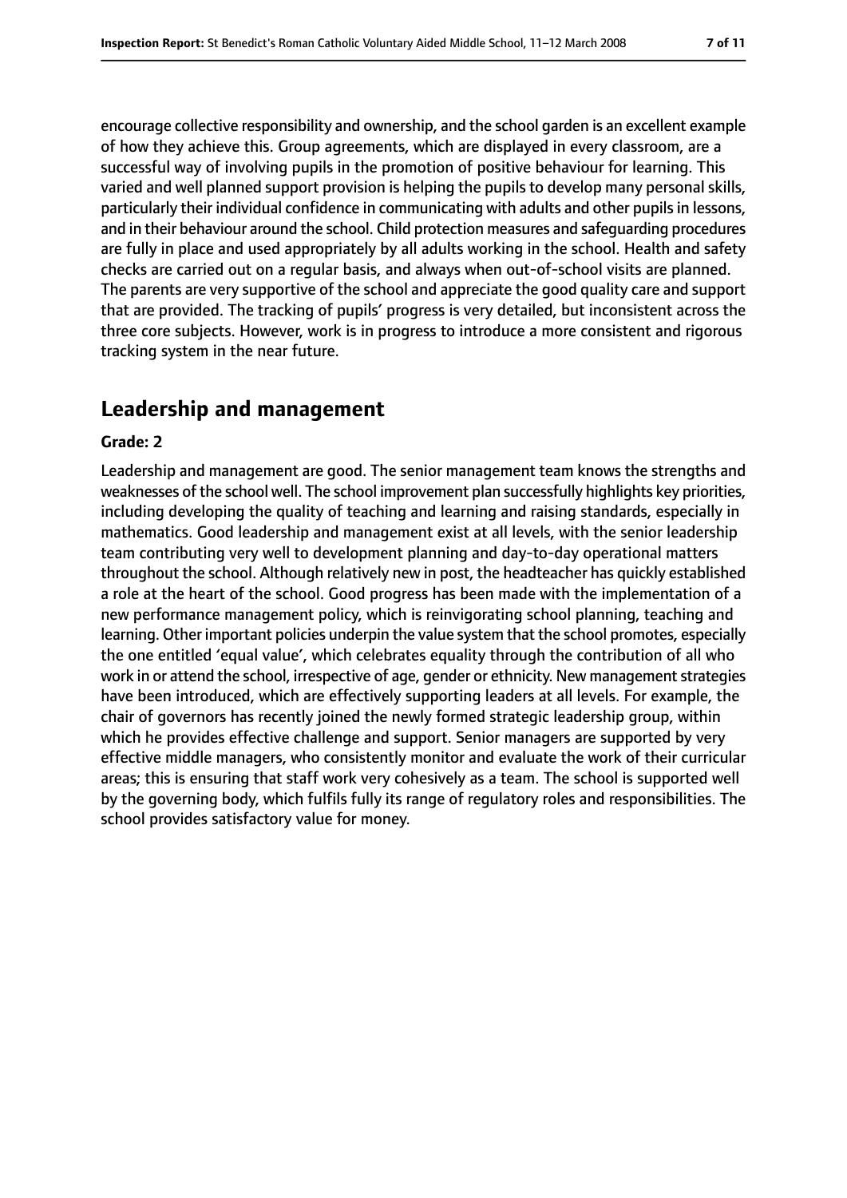encourage collective responsibility and ownership, and the school garden is an excellent example of how they achieve this. Group agreements, which are displayed in every classroom, are a successful way of involving pupils in the promotion of positive behaviour for learning. This varied and well planned support provision is helping the pupils to develop many personal skills, particularly their individual confidence in communicating with adults and other pupils in lessons, and in their behaviour around the school. Child protection measures and safeguarding procedures are fully in place and used appropriately by all adults working in the school. Health and safety checks are carried out on a regular basis, and always when out-of-school visits are planned. The parents are very supportive of the school and appreciate the good quality care and support that are provided. The tracking of pupils' progress is very detailed, but inconsistent across the three core subjects. However, work is in progress to introduce a more consistent and rigorous tracking system in the near future.

## Leadership and management

**Grade: 2**

Leadership and management are good. The senior management team knows the strengths and weaknesses of the school well. The school improvement plan successfully highlights key priorities, including developing the quality of teaching and learning and raising standards, especially in mathematics. Good leadership and management exist at all levels, with the senior leadership team contributing very well to development planning and day-to-day operational matters throughout the school. Although relatively new in post, the headteacher has quickly established a role at the heart of the school. Good progress has been made with the implementation of a new performance management policy, which is reinvigorating school planning, teaching and learning. Other important policies underpin the value system that the school promotes, especially the one entitled 'equal value', which celebrates equality through the contribution of all who work in or attend the school, irrespective of age, gender or ethnicity. New management strategies have been introduced, which are effectively supporting leaders at all levels. For example, the chair of governors has recently joined the newly formed strategic leadership group, within which he provides effective challenge and support. Senior managers are supported by very effective middle managers, who consistently monitor and evaluate the work of their curricular areas; this is ensuring that staff work very cohesively as a team. The school is supported well by the governing body, which fulfils fully its range of regulatory roles and responsibilities. The school provides satisfactory value for money.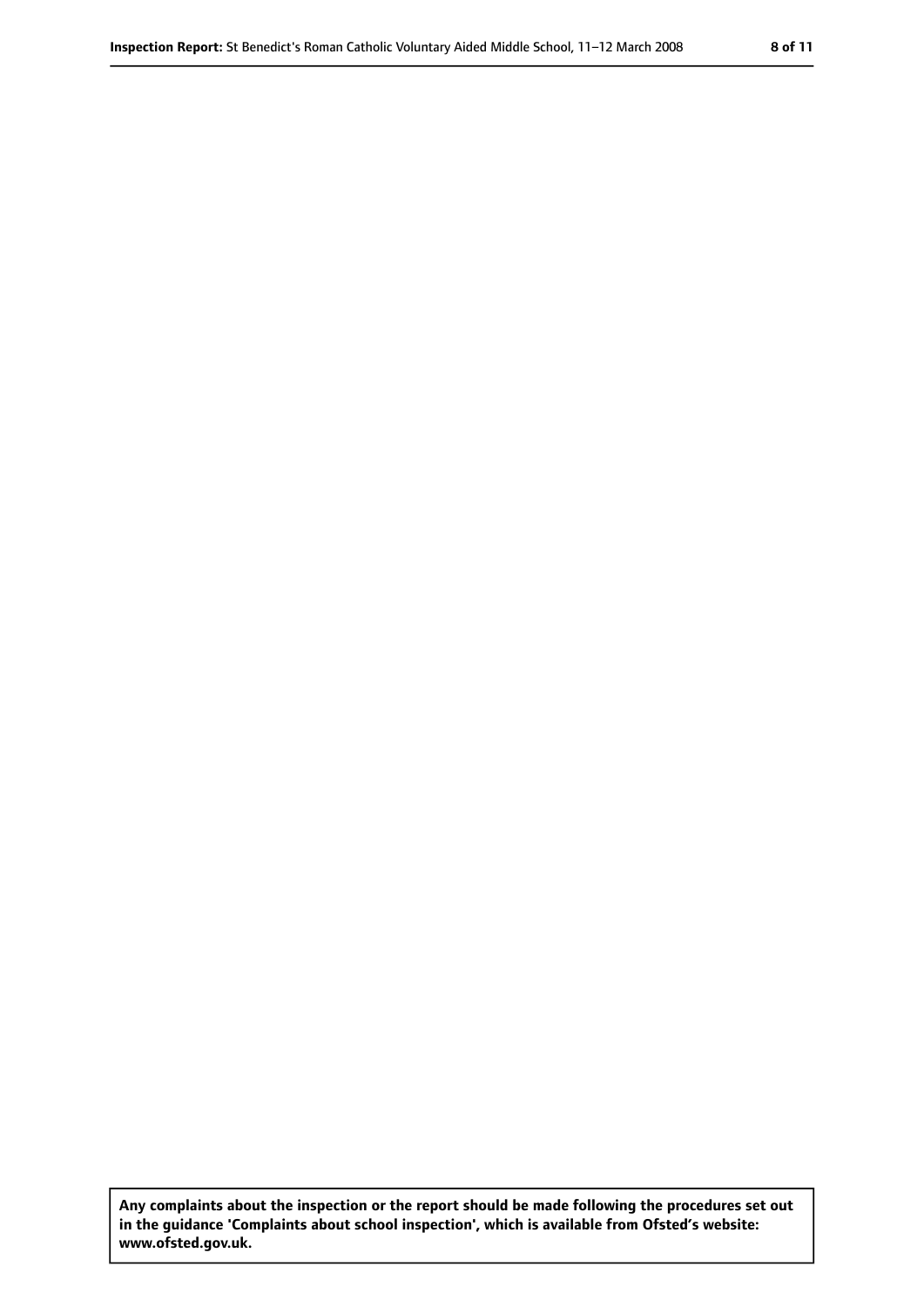**Any complaints about the inspection or the report should be made following the procedures set out in the guidance 'Complaints about school inspection', which is available from Ofsted's website: www.ofsted.gov.uk.**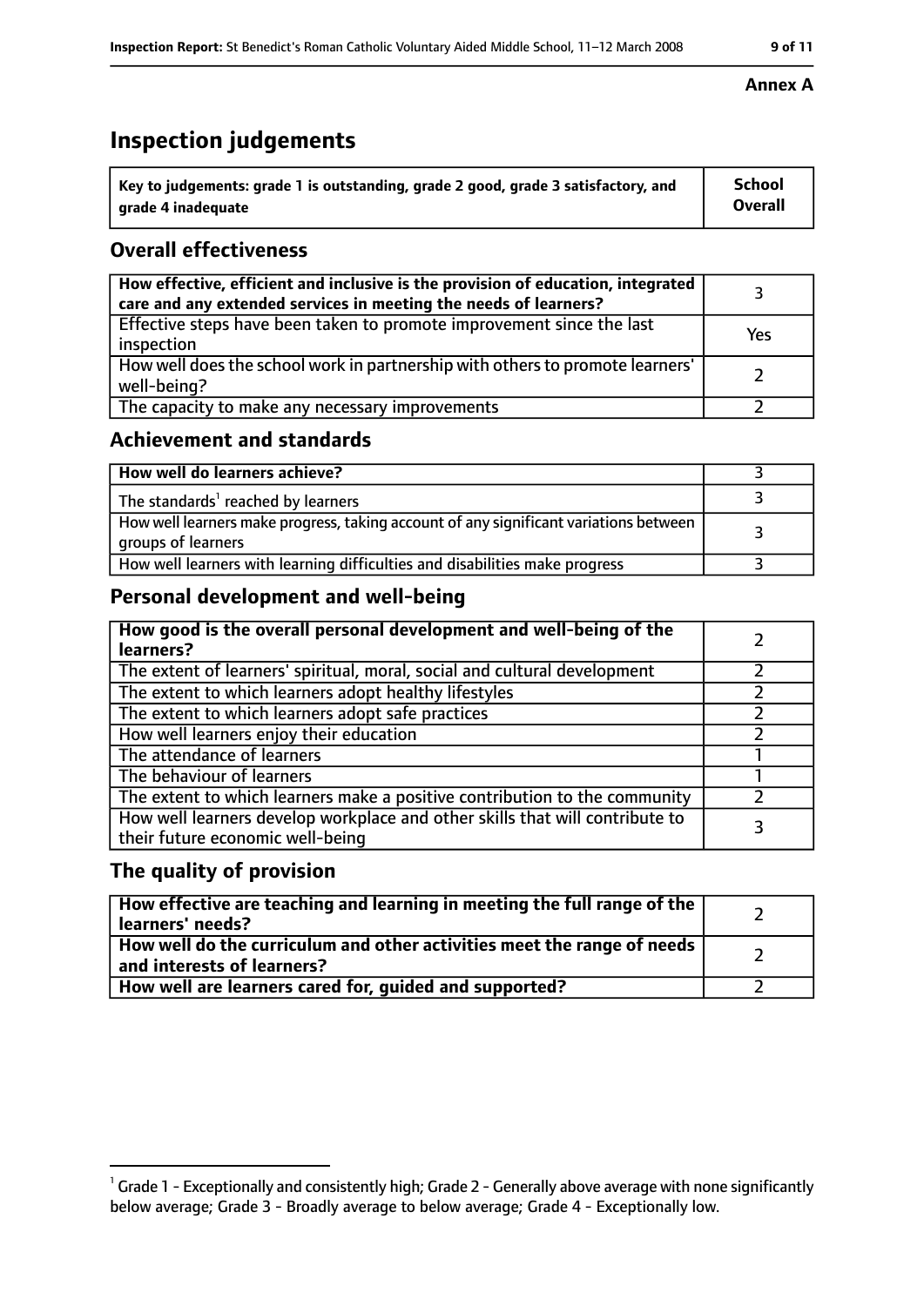**Annex A**

# Inspection judgements

| Key to judgements: grade 1 is outstanding, grade 2 good, grade 3 satisfactory, and grade 4 inadequate | School Overall |
|---|---|

## Overall effectiveness

| | |
|---|---|
| **How effective, efficient and inclusive is the provision of education, integrated care and any extended services in meeting the needs of learners?** | 3 |
| Effective steps have been taken to promote improvement since the last inspection | Yes |
| How well does the school work in partnership with others to promote learners' well-being? | 2 |
| The capacity to make any necessary improvements | 2 |

## Achievement and standards

| | |
|---|---|
| **How well do learners achieve?** | 3 |
| The standards[1] reached by learners | 3 |
| How well learners make progress, taking account of any significant variations between groups of learners | 3 |
| How well learners with learning difficulties and disabilities make progress | 3 |

## Personal development and well-being

| | |
|---|---|
| **How good is the overall personal development and well-being of the learners?** | 2 |
| The extent of learners' spiritual, moral, social and cultural development | 2 |
| The extent to which learners adopt healthy lifestyles | 2 |
| The extent to which learners adopt safe practices | 2 |
| How well learners enjoy their education | 2 |
| The attendance of learners | 1 |
| The behaviour of learners | 1 |
| The extent to which learners make a positive contribution to the community | 2 |
| How well learners develop workplace and other skills that will contribute to their future economic well-being | 3 |

## The quality of provision

| | |
|---|---|
| **How effective are teaching and learning in meeting the full range of the learners' needs?** | 2 |
| **How well do the curriculum and other activities meet the range of needs and interests of learners?** | 2 |
| **How well are learners cared for, guided and supported?** | 2 |

[1] Grade 1 - Exceptionally and consistently high; Grade 2 - Generally above average with none significantly below average; Grade 3 - Broadly average to below average; Grade 4 - Exceptionally low.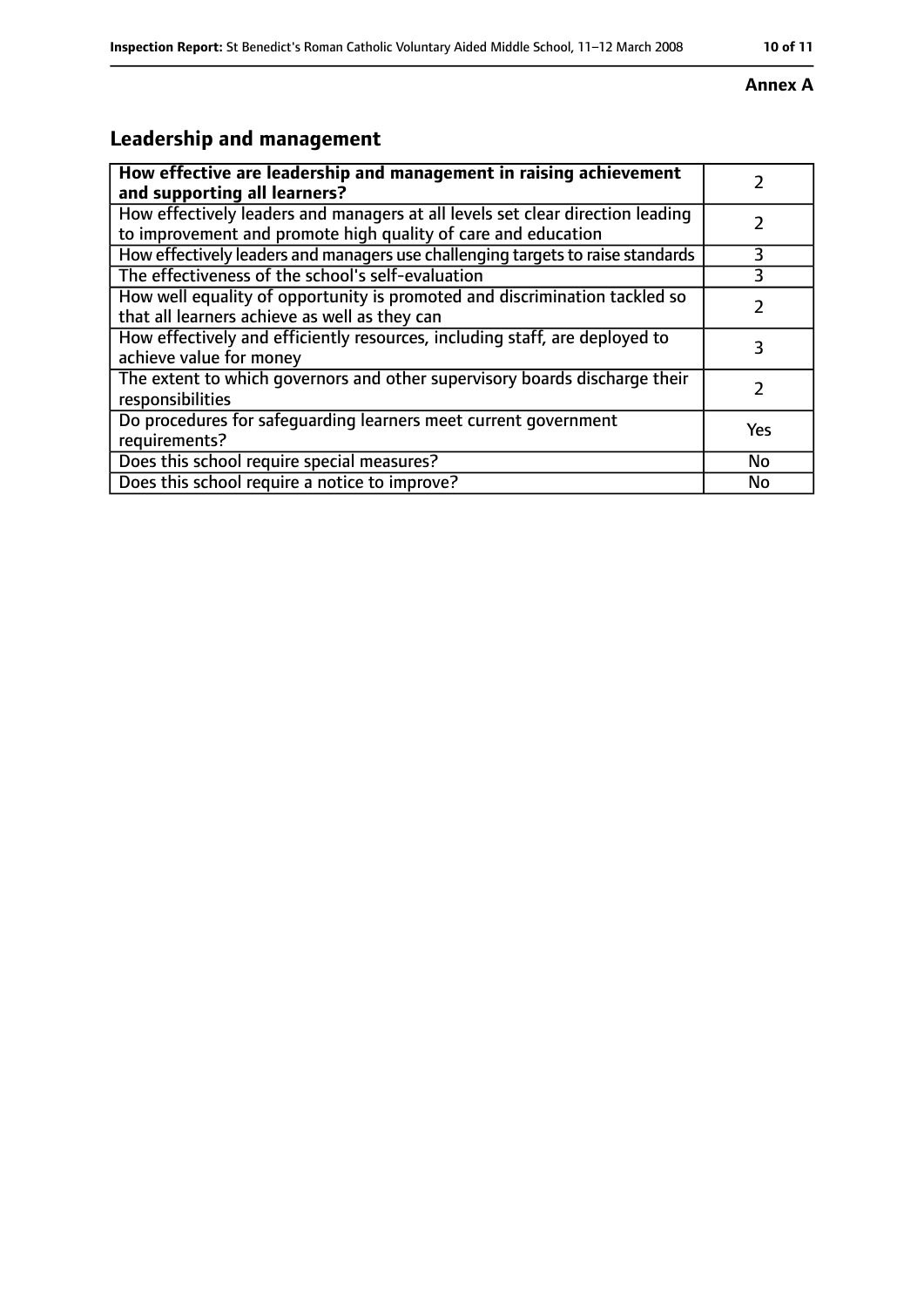**Annex A**

## Leadership and management

| How effective are leadership and management in raising achievement and supporting all learners? | 2 |
|---|---|
| How effectively leaders and managers at all levels set clear direction leading to improvement and promote high quality of care and education | 2 |
| How effectively leaders and managers use challenging targets to raise standards | 3 |
| The effectiveness of the school's self-evaluation | 3 |
| How well equality of opportunity is promoted and discrimination tackled so that all learners achieve as well as they can | 2 |
| How effectively and efficiently resources, including staff, are deployed to achieve value for money | 3 |
| The extent to which governors and other supervisory boards discharge their responsibilities | 2 |
| Do procedures for safeguarding learners meet current government requirements? | Yes |
| Does this school require special measures? | No |
| Does this school require a notice to improve? | No |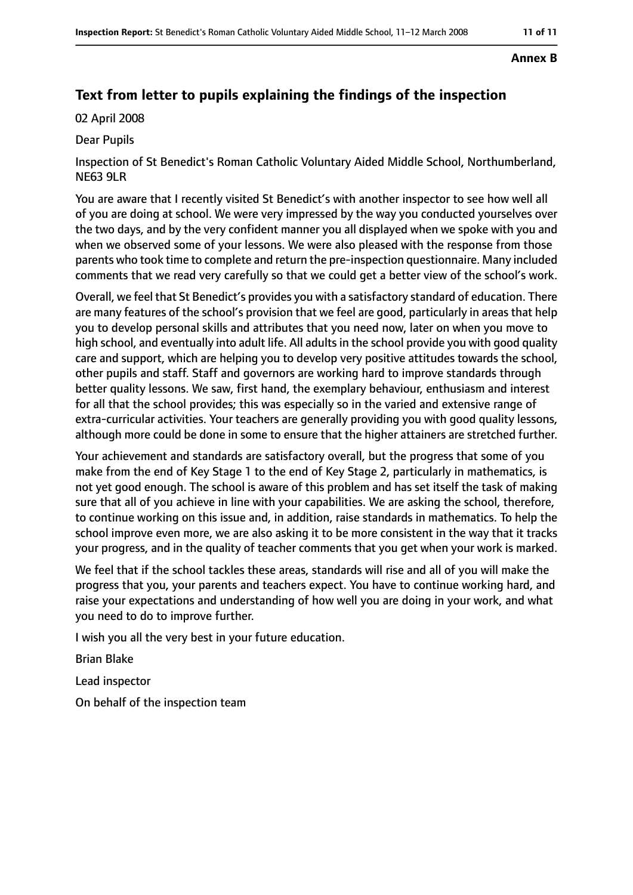**Annex B**

## Text from letter to pupils explaining the findings of the inspection

02 April 2008

Dear Pupils

Inspection of St Benedict's Roman Catholic Voluntary Aided Middle School, Northumberland, NE63 9LR

You are aware that I recently visited St Benedict's with another inspector to see how well all of you are doing at school. We were very impressed by the way you conducted yourselves over the two days, and by the very confident manner you all displayed when we spoke with you and when we observed some of your lessons. We were also pleased with the response from those parents who took time to complete and return the pre-inspection questionnaire. Many included comments that we read very carefully so that we could get a better view of the school's work.

Overall, we feel that St Benedict's provides you with a satisfactory standard of education. There are many features of the school's provision that we feel are good, particularly in areas that help you to develop personal skills and attributes that you need now, later on when you move to high school, and eventually into adult life. All adults in the school provide you with good quality care and support, which are helping you to develop very positive attitudes towards the school, other pupils and staff. Staff and governors are working hard to improve standards through better quality lessons. We saw, first hand, the exemplary behaviour, enthusiasm and interest for all that the school provides; this was especially so in the varied and extensive range of extra-curricular activities. Your teachers are generally providing you with good quality lessons, although more could be done in some to ensure that the higher attainers are stretched further.

Your achievement and standards are satisfactory overall, but the progress that some of you make from the end of Key Stage 1 to the end of Key Stage 2, particularly in mathematics, is not yet good enough. The school is aware of this problem and has set itself the task of making sure that all of you achieve in line with your capabilities. We are asking the school, therefore, to continue working on this issue and, in addition, raise standards in mathematics. To help the school improve even more, we are also asking it to be more consistent in the way that it tracks your progress, and in the quality of teacher comments that you get when your work is marked.

We feel that if the school tackles these areas, standards will rise and all of you will make the progress that you, your parents and teachers expect. You have to continue working hard, and raise your expectations and understanding of how well you are doing in your work, and what you need to do to improve further.

I wish you all the very best in your future education.

Brian Blake

Lead inspector

On behalf of the inspection team